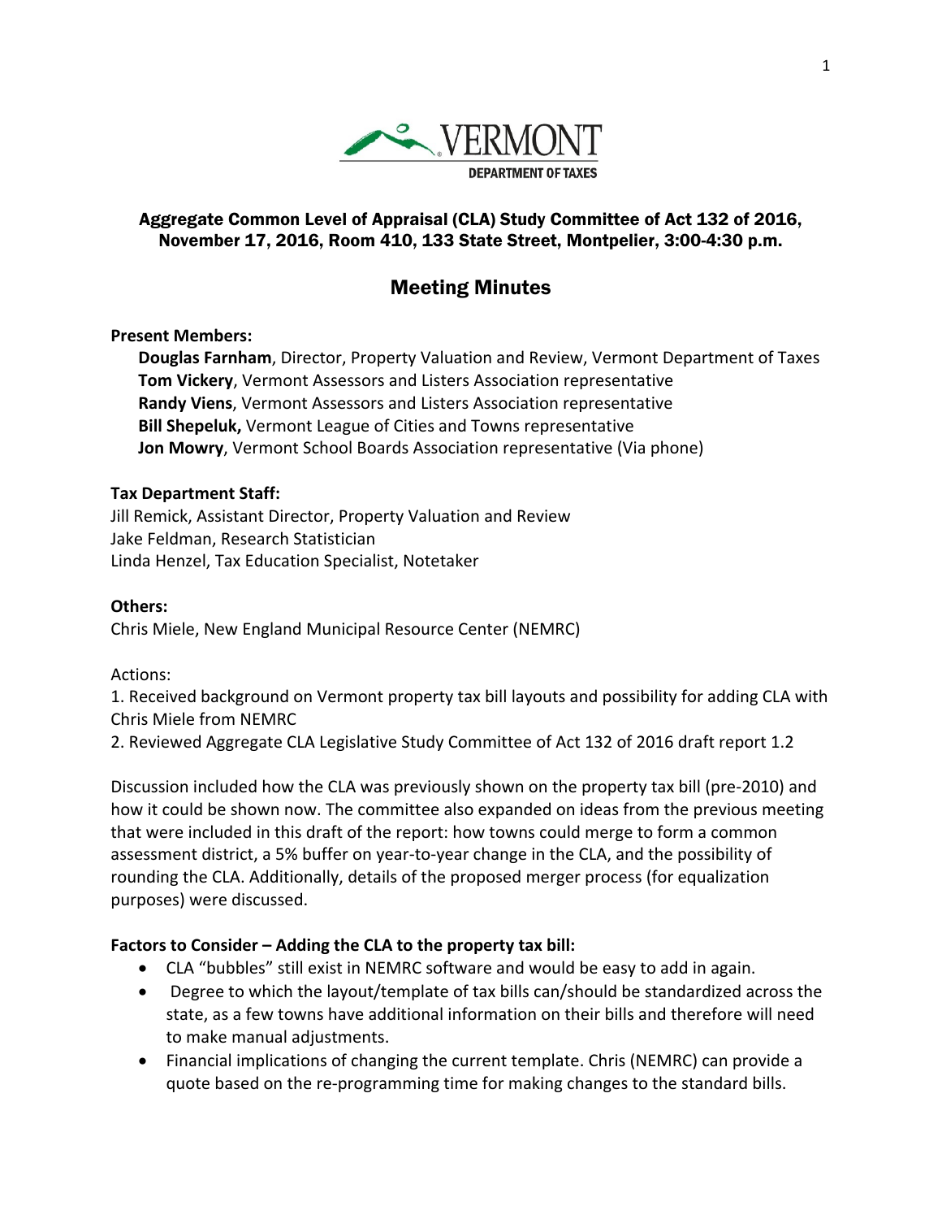VERMONT
DEPARTMENT OF TAXES

## Aggregate Common Level of Appraisal (CLA) Study Committee of Act 132 of 2016, November 17, 2016, Room 410, 133 State Street, Montpelier, 3:00-4:30 p.m.

# Meeting Minutes

**Present Members:**

**Douglas Farnham**, Director, Property Valuation and Review, Vermont Department of Taxes
**Tom Vickery**, Vermont Assessors and Listers Association representative
**Randy Viens**, Vermont Assessors and Listers Association representative
**Bill Shepeluk,** Vermont League of Cities and Towns representative
**Jon Mowry**, Vermont School Boards Association representative (Via phone)

**Tax Department Staff:**
Jill Remick, Assistant Director, Property Valuation and Review
Jake Feldman, Research Statistician
Linda Henzel, Tax Education Specialist, Notetaker

**Others:**
Chris Miele, New England Municipal Resource Center (NEMRC)

Actions:
1. Received background on Vermont property tax bill layouts and possibility for adding CLA with Chris Miele from NEMRC
2. Reviewed Aggregate CLA Legislative Study Committee of Act 132 of 2016 draft report 1.2

Discussion included how the CLA was previously shown on the property tax bill (pre-2010) and how it could be shown now. The committee also expanded on ideas from the previous meeting that were included in this draft of the report: how towns could merge to form a common assessment district, a 5% buffer on year-to-year change in the CLA, and the possibility of rounding the CLA. Additionally, details of the proposed merger process (for equalization purposes) were discussed.

**Factors to Consider – Adding the CLA to the property tax bill:**

- CLA "bubbles" still exist in NEMRC software and would be easy to add in again.
- Degree to which the layout/template of tax bills can/should be standardized across the state, as a few towns have additional information on their bills and therefore will need to make manual adjustments.
- Financial implications of changing the current template. Chris (NEMRC) can provide a quote based on the re-programming time for making changes to the standard bills.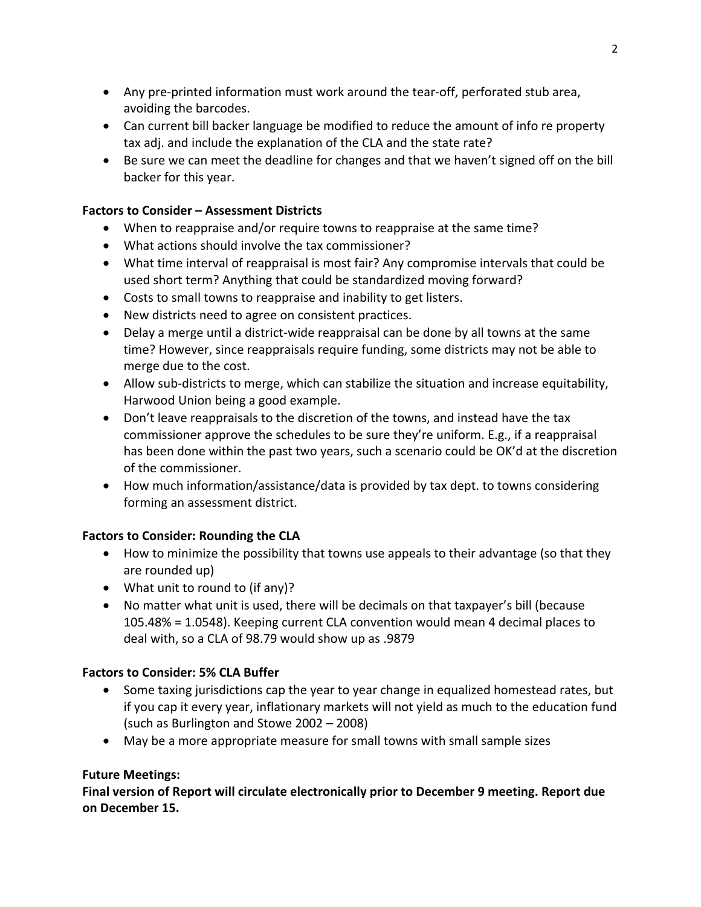- Any pre-printed information must work around the tear-off, perforated stub area, avoiding the barcodes.
- Can current bill backer language be modified to reduce the amount of info re property tax adj. and include the explanation of the CLA and the state rate?
- Be sure we can meet the deadline for changes and that we haven't signed off on the bill backer for this year.

**Factors to Consider – Assessment Districts**

- When to reappraise and/or require towns to reappraise at the same time?
- What actions should involve the tax commissioner?
- What time interval of reappraisal is most fair? Any compromise intervals that could be used short term? Anything that could be standardized moving forward?
- Costs to small towns to reappraise and inability to get listers.
- New districts need to agree on consistent practices.
- Delay a merge until a district-wide reappraisal can be done by all towns at the same time? However, since reappraisals require funding, some districts may not be able to merge due to the cost.
- Allow sub-districts to merge, which can stabilize the situation and increase equitability, Harwood Union being a good example.
- Don't leave reappraisals to the discretion of the towns, and instead have the tax commissioner approve the schedules to be sure they're uniform. E.g., if a reappraisal has been done within the past two years, such a scenario could be OK'd at the discretion of the commissioner.
- How much information/assistance/data is provided by tax dept. to towns considering forming an assessment district.

**Factors to Consider: Rounding the CLA**

- How to minimize the possibility that towns use appeals to their advantage (so that they are rounded up)
- What unit to round to (if any)?
- No matter what unit is used, there will be decimals on that taxpayer's bill (because 105.48% = 1.0548). Keeping current CLA convention would mean 4 decimal places to deal with, so a CLA of 98.79 would show up as .9879

**Factors to Consider: 5% CLA Buffer**

- Some taxing jurisdictions cap the year to year change in equalized homestead rates, but if you cap it every year, inflationary markets will not yield as much to the education fund (such as Burlington and Stowe 2002 – 2008)
- May be a more appropriate measure for small towns with small sample sizes

**Future Meetings:**

**Final version of Report will circulate electronically prior to December 9 meeting. Report due on December 15.**